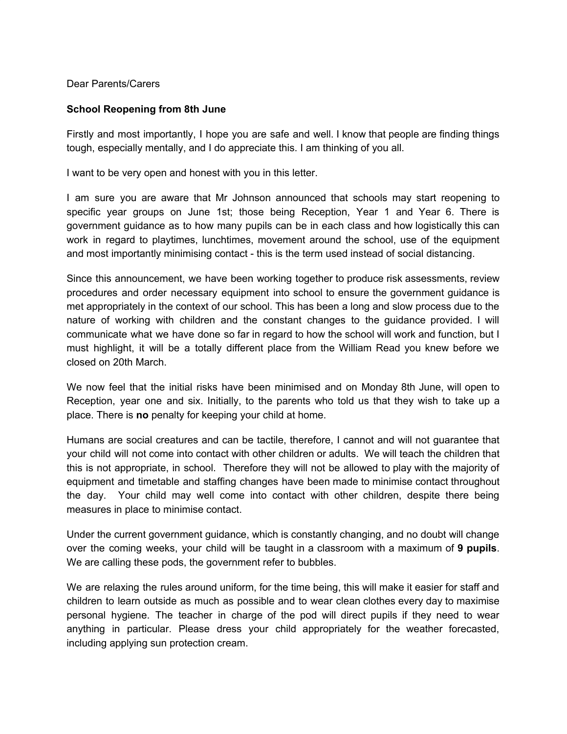Dear Parents/Carers

**School Reopening from 8th June**

Firstly and most importantly, I hope you are safe and well. I know that people are finding things tough, especially mentally, and I do appreciate this. I am thinking of you all.

I want to be very open and honest with you in this letter.

I am sure you are aware that Mr Johnson announced that schools may start reopening to specific year groups on June 1st; those being Reception, Year 1 and Year 6. There is government guidance as to how many pupils can be in each class and how logistically this can work in regard to playtimes, lunchtimes, movement around the school, use of the equipment and most importantly minimising contact - this is the term used instead of social distancing.

Since this announcement, we have been working together to produce risk assessments, review procedures and order necessary equipment into school to ensure the government guidance is met appropriately in the context of our school. This has been a long and slow process due to the nature of working with children and the constant changes to the guidance provided. I will communicate what we have done so far in regard to how the school will work and function, but I must highlight, it will be a totally different place from the William Read you knew before we closed on 20th March.

We now feel that the initial risks have been minimised and on Monday 8th June, will open to Reception, year one and six. Initially, to the parents who told us that they wish to take up a place. There is **no** penalty for keeping your child at home.

Humans are social creatures and can be tactile, therefore, I cannot and will not guarantee that your child will not come into contact with other children or adults. We will teach the children that this is not appropriate, in school. Therefore they will not be allowed to play with the majority of equipment and timetable and staffing changes have been made to minimise contact throughout the day. Your child may well come into contact with other children, despite there being measures in place to minimise contact.

Under the current government guidance, which is constantly changing, and no doubt will change over the coming weeks, your child will be taught in a classroom with a maximum of **9 pupils**. We are calling these pods, the government refer to bubbles.

We are relaxing the rules around uniform, for the time being, this will make it easier for staff and children to learn outside as much as possible and to wear clean clothes every day to maximise personal hygiene. The teacher in charge of the pod will direct pupils if they need to wear anything in particular. Please dress your child appropriately for the weather forecasted, including applying sun protection cream.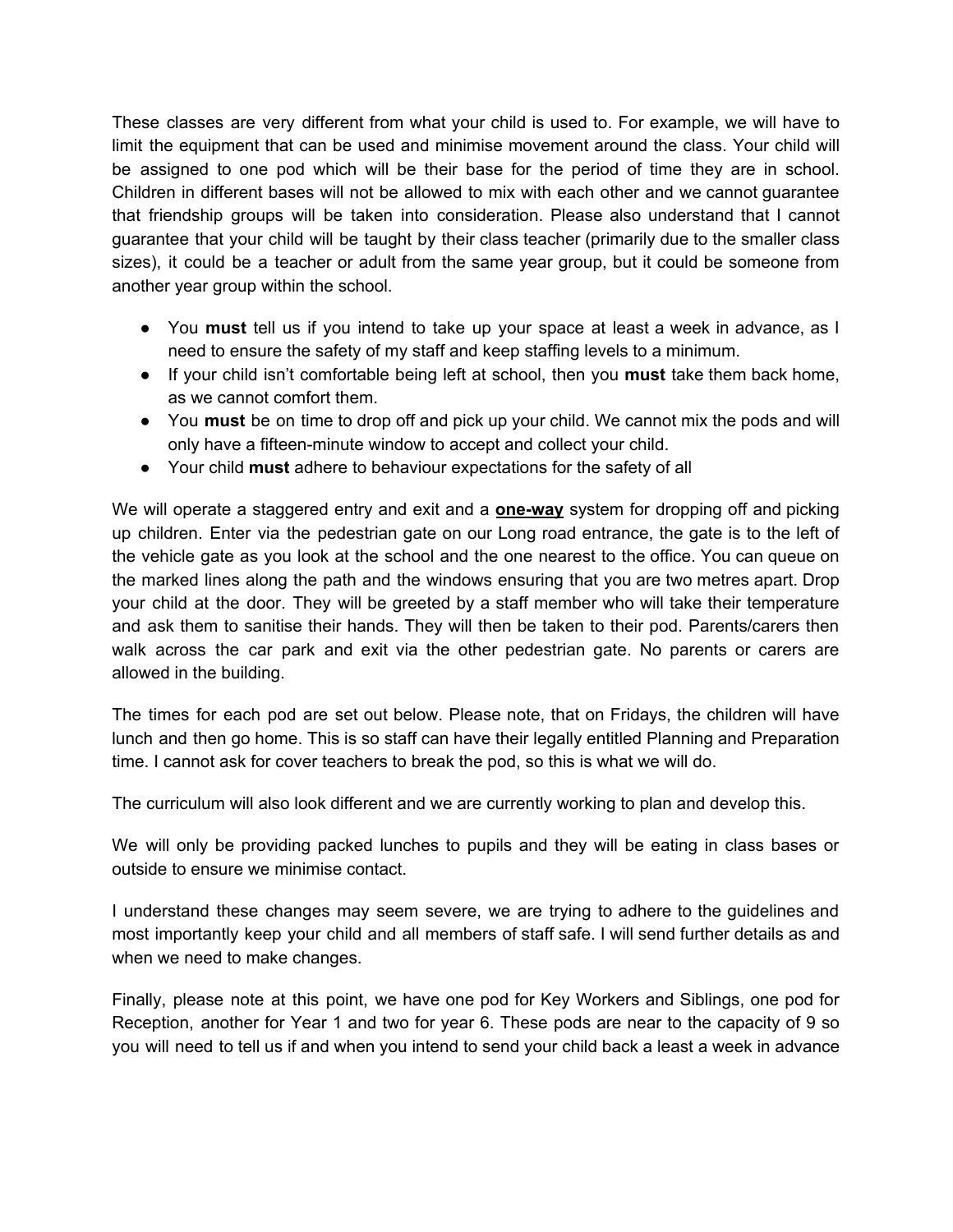These classes are very different from what your child is used to. For example, we will have to limit the equipment that can be used and minimise movement around the class. Your child will be assigned to one pod which will be their base for the period of time they are in school. Children in different bases will not be allowed to mix with each other and we cannot guarantee that friendship groups will be taken into consideration. Please also understand that I cannot guarantee that your child will be taught by their class teacher (primarily due to the smaller class sizes), it could be a teacher or adult from the same year group, but it could be someone from another year group within the school.

- You **must** tell us if you intend to take up your space at least a week in advance, as I need to ensure the safety of my staff and keep staffing levels to a minimum.
- If your child isn't comfortable being left at school, then you **must** take them back home, as we cannot comfort them.
- You **must** be on time to drop off and pick up your child. We cannot mix the pods and will only have a fifteen-minute window to accept and collect your child.
- Your child **must** adhere to behaviour expectations for the safety of all

We will operate a staggered entry and exit and a <u>**one-way**</u> system for dropping off and picking up children. Enter via the pedestrian gate on our Long road entrance, the gate is to the left of the vehicle gate as you look at the school and the one nearest to the office. You can queue on the marked lines along the path and the windows ensuring that you are two metres apart. Drop your child at the door. They will be greeted by a staff member who will take their temperature and ask them to sanitise their hands. They will then be taken to their pod. Parents/carers then walk across the car park and exit via the other pedestrian gate. No parents or carers are allowed in the building.

The times for each pod are set out below. Please note, that on Fridays, the children will have lunch and then go home. This is so staff can have their legally entitled Planning and Preparation time. I cannot ask for cover teachers to break the pod, so this is what we will do.

The curriculum will also look different and we are currently working to plan and develop this.

We will only be providing packed lunches to pupils and they will be eating in class bases or outside to ensure we minimise contact.

I understand these changes may seem severe, we are trying to adhere to the guidelines and most importantly keep your child and all members of staff safe. I will send further details as and when we need to make changes.

Finally, please note at this point, we have one pod for Key Workers and Siblings, one pod for Reception, another for Year 1 and two for year 6. These pods are near to the capacity of 9 so you will need to tell us if and when you intend to send your child back a least a week in advance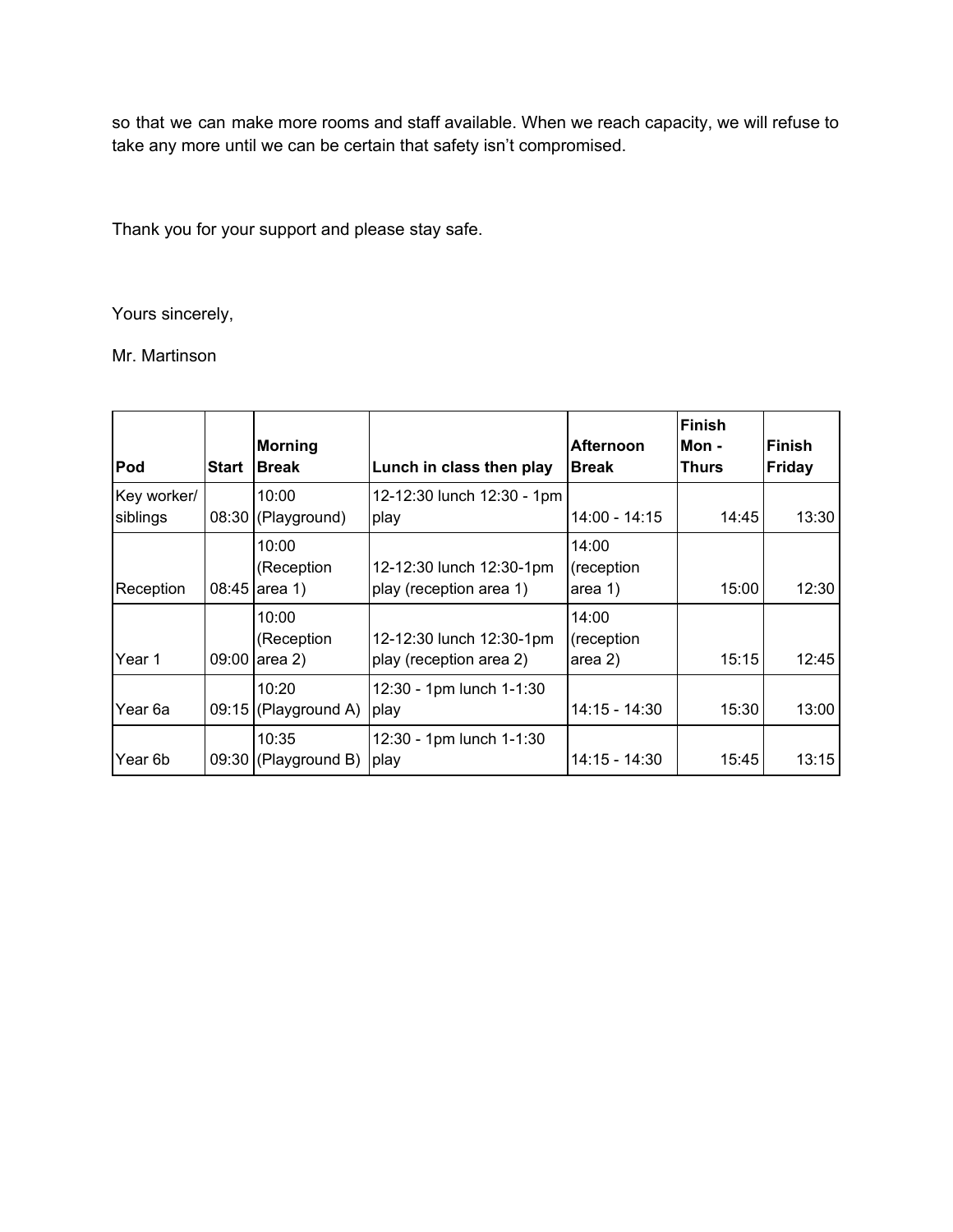so that we can make more rooms and staff available. When we reach capacity, we will refuse to take any more until we can be certain that safety isn't compromised.

Thank you for your support and please stay safe.

Yours sincerely,

Mr. Martinson

| Pod | Start | Morning Break | Lunch in class then play | Afternoon Break | Finish Mon - Thurs | Finish Friday |
|---|---|---|---|---|---|---|
| Key worker/ siblings | 08:30 | 10:00 (Playground) | 12-12:30 lunch 12:30 - 1pm play | 14:00 - 14:15 | 14:45 | 13:30 |
| Reception | 08:45 | 10:00 (Reception area 1) | 12-12:30 lunch 12:30-1pm play (reception area 1) | 14:00 (reception area 1) | 15:00 | 12:30 |
| Year 1 | 09:00 | 10:00 (Reception area 2) | 12-12:30 lunch 12:30-1pm play (reception area 2) | 14:00 (reception area 2) | 15:15 | 12:45 |
| Year 6a | 09:15 | 10:20 (Playground A) | 12:30 - 1pm lunch 1-1:30 play | 14:15 - 14:30 | 15:30 | 13:00 |
| Year 6b | 09:30 | 10:35 (Playground B) | 12:30 - 1pm lunch 1-1:30 play | 14:15 - 14:30 | 15:45 | 13:15 |